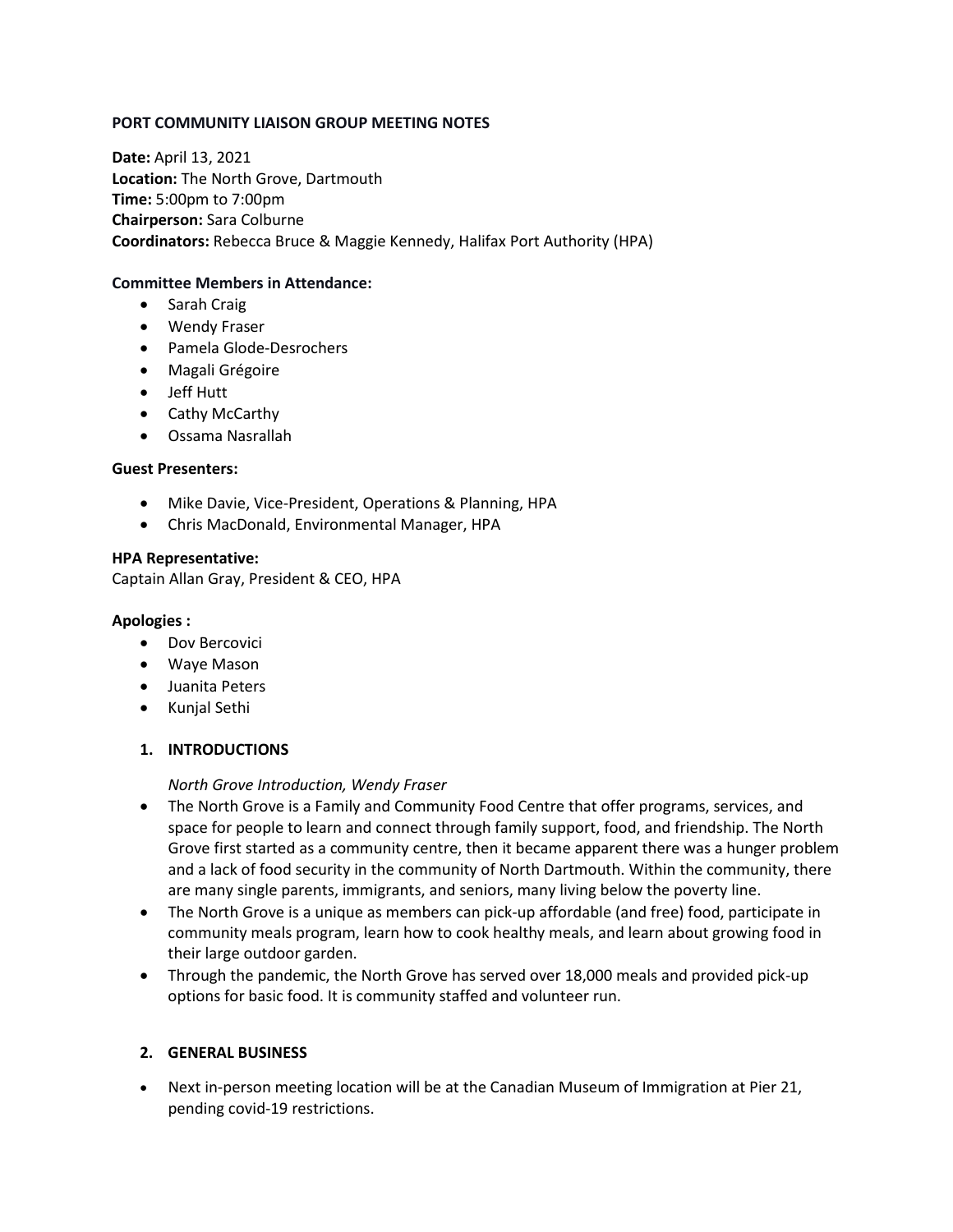**PORT COMMUNITY LIAISON GROUP MEETING NOTES**

**Date:** April 13, 2021
**Location:** The North Grove, Dartmouth
**Time:** 5:00pm to 7:00pm
**Chairperson:** Sara Colburne
**Coordinators:** Rebecca Bruce & Maggie Kennedy, Halifax Port Authority (HPA)

**Committee Members in Attendance:**

- Sarah Craig
- Wendy Fraser
- Pamela Glode-Desrochers
- Magali Grégoire
- Jeff Hutt
- Cathy McCarthy
- Ossama Nasrallah

**Guest Presenters:**

- Mike Davie, Vice-President, Operations & Planning, HPA
- Chris MacDonald, Environmental Manager, HPA

**HPA Representative:**
Captain Allan Gray, President & CEO, HPA

**Apologies :**

- Dov Bercovici
- Waye Mason
- Juanita Peters
- Kunjal Sethi

## 1. INTRODUCTIONS

*North Grove Introduction, Wendy Fraser*

- The North Grove is a Family and Community Food Centre that offer programs, services, and space for people to learn and connect through family support, food, and friendship. The North Grove first started as a community centre, then it became apparent there was a hunger problem and a lack of food security in the community of North Dartmouth. Within the community, there are many single parents, immigrants, and seniors, many living below the poverty line.
- The North Grove is a unique as members can pick-up affordable (and free) food, participate in community meals program, learn how to cook healthy meals, and learn about growing food in their large outdoor garden.
- Through the pandemic, the North Grove has served over 18,000 meals and provided pick-up options for basic food. It is community staffed and volunteer run.

## 2. GENERAL BUSINESS

- Next in-person meeting location will be at the Canadian Museum of Immigration at Pier 21, pending covid-19 restrictions.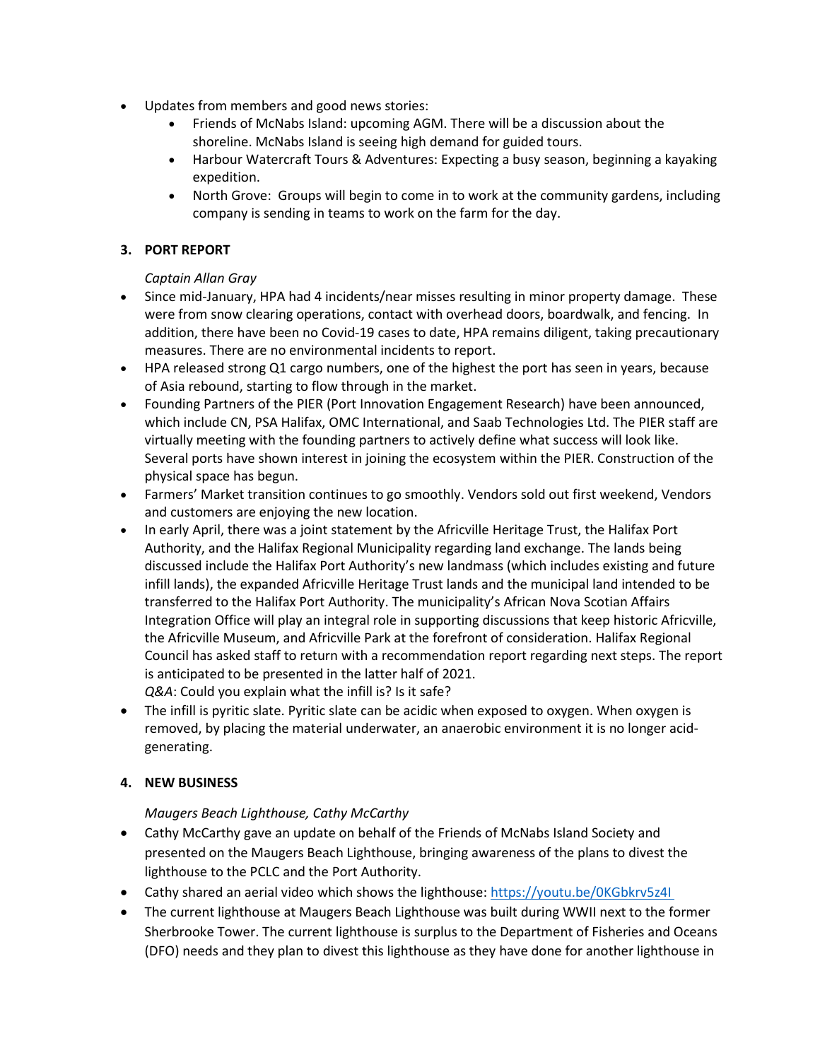- Updates from members and good news stories:
  - Friends of McNabs Island: upcoming AGM. There will be a discussion about the shoreline. McNabs Island is seeing high demand for guided tours.
  - Harbour Watercraft Tours & Adventures: Expecting a busy season, beginning a kayaking expedition.
  - North Grove: Groups will begin to come in to work at the community gardens, including company is sending in teams to work on the farm for the day.

## 3. PORT REPORT

*Captain Allan Gray*

- Since mid-January, HPA had 4 incidents/near misses resulting in minor property damage. These were from snow clearing operations, contact with overhead doors, boardwalk, and fencing. In addition, there have been no Covid-19 cases to date, HPA remains diligent, taking precautionary measures. There are no environmental incidents to report.
- HPA released strong Q1 cargo numbers, one of the highest the port has seen in years, because of Asia rebound, starting to flow through in the market.
- Founding Partners of the PIER (Port Innovation Engagement Research) have been announced, which include CN, PSA Halifax, OMC International, and Saab Technologies Ltd. The PIER staff are virtually meeting with the founding partners to actively define what success will look like. Several ports have shown interest in joining the ecosystem within the PIER. Construction of the physical space has begun.
- Farmers' Market transition continues to go smoothly. Vendors sold out first weekend, Vendors and customers are enjoying the new location.
- In early April, there was a joint statement by the Africville Heritage Trust, the Halifax Port Authority, and the Halifax Regional Municipality regarding land exchange. The lands being discussed include the Halifax Port Authority's new landmass (which includes existing and future infill lands), the expanded Africville Heritage Trust lands and the municipal land intended to be transferred to the Halifax Port Authority. The municipality's African Nova Scotian Affairs Integration Office will play an integral role in supporting discussions that keep historic Africville, the Africville Museum, and Africville Park at the forefront of consideration. Halifax Regional Council has asked staff to return with a recommendation report regarding next steps. The report is anticipated to be presented in the latter half of 2021.
  *Q&A*: Could you explain what the infill is? Is it safe?
- The infill is pyritic slate. Pyritic slate can be acidic when exposed to oxygen. When oxygen is removed, by placing the material underwater, an anaerobic environment it is no longer acid-generating.

## 4. NEW BUSINESS

*Maugers Beach Lighthouse, Cathy McCarthy*

- Cathy McCarthy gave an update on behalf of the Friends of McNabs Island Society and presented on the Maugers Beach Lighthouse, bringing awareness of the plans to divest the lighthouse to the PCLC and the Port Authority.
- Cathy shared an aerial video which shows the lighthouse: [https://youtu.be/0KGbkrv5z4I](https://youtu.be/0KGbkrv5z4I)
- The current lighthouse at Maugers Beach Lighthouse was built during WWII next to the former Sherbrooke Tower. The current lighthouse is surplus to the Department of Fisheries and Oceans (DFO) needs and they plan to divest this lighthouse as they have done for another lighthouse in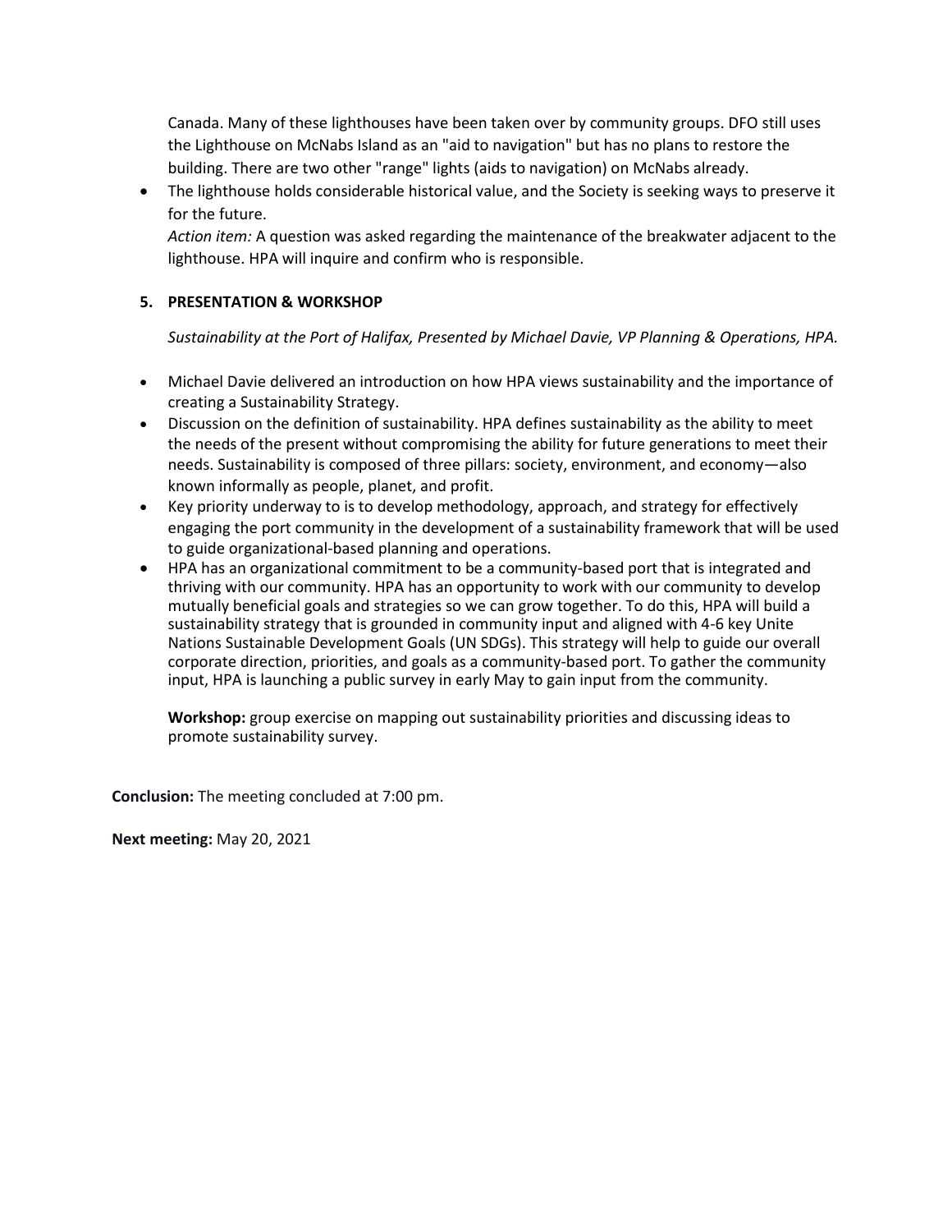Canada. Many of these lighthouses have been taken over by community groups. DFO still uses the Lighthouse on McNabs Island as an "aid to navigation" but has no plans to restore the building. There are two other "range" lights (aids to navigation) on McNabs already.

- The lighthouse holds considerable historical value, and the Society is seeking ways to preserve it for the future.
  *Action item:* A question was asked regarding the maintenance of the breakwater adjacent to the lighthouse. HPA will inquire and confirm who is responsible.

### 5. PRESENTATION & WORKSHOP

*Sustainability at the Port of Halifax, Presented by Michael Davie, VP Planning & Operations, HPA.*

- Michael Davie delivered an introduction on how HPA views sustainability and the importance of creating a Sustainability Strategy.
- Discussion on the definition of sustainability. HPA defines sustainability as the ability to meet the needs of the present without compromising the ability for future generations to meet their needs. Sustainability is composed of three pillars: society, environment, and economy—also known informally as people, planet, and profit.
- Key priority underway to is to develop methodology, approach, and strategy for effectively engaging the port community in the development of a sustainability framework that will be used to guide organizational-based planning and operations.
- HPA has an organizational commitment to be a community-based port that is integrated and thriving with our community. HPA has an opportunity to work with our community to develop mutually beneficial goals and strategies so we can grow together. To do this, HPA will build a sustainability strategy that is grounded in community input and aligned with 4-6 key Unite Nations Sustainable Development Goals (UN SDGs). This strategy will help to guide our overall corporate direction, priorities, and goals as a community-based port. To gather the community input, HPA is launching a public survey in early May to gain input from the community.

**Workshop:** group exercise on mapping out sustainability priorities and discussing ideas to promote sustainability survey.

**Conclusion:** The meeting concluded at 7:00 pm.

**Next meeting:** May 20, 2021